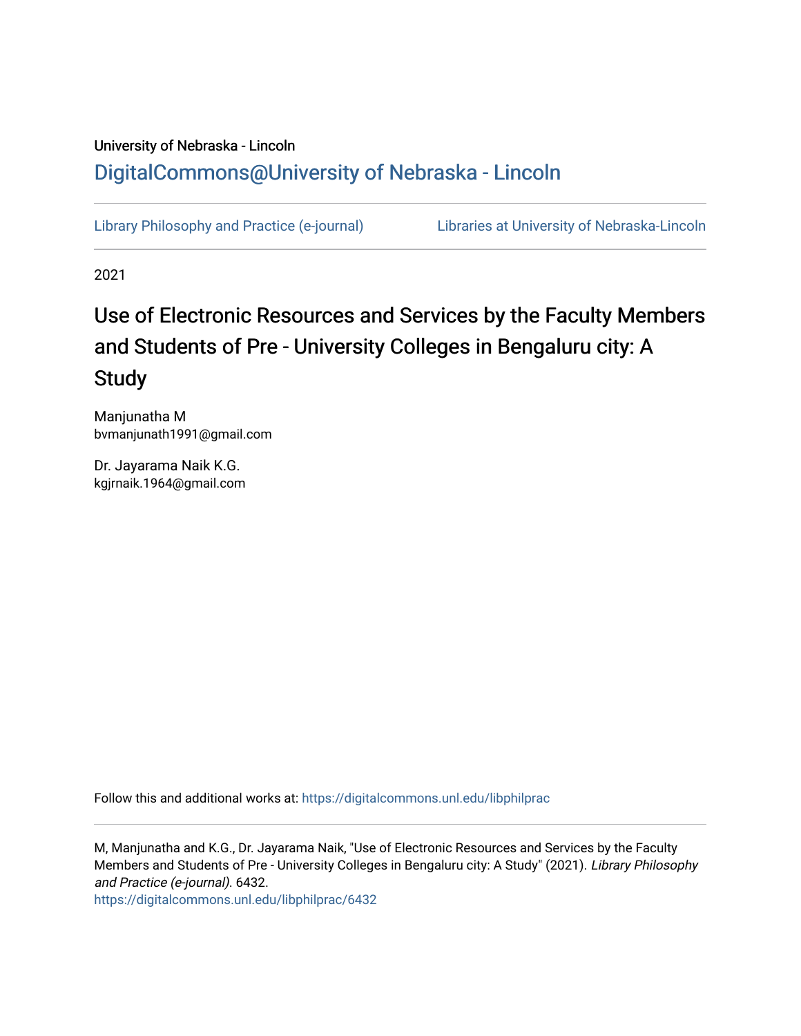University of Nebraska - Lincoln

DigitalCommons@University of Nebraska - Lincoln

Library Philosophy and Practice (e-journal) Libraries at University of Nebraska-Lincoln

2021

# Use of Electronic Resources and Services by the Faculty Members and Students of Pre - University Colleges in Bengaluru city: A Study

Manjunatha M
bvmanjunath1991@gmail.com

Dr. Jayarama Naik K.G.
kgjrnaik.1964@gmail.com

Follow this and additional works at: https://digitalcommons.unl.edu/libphilprac

M, Manjunatha and K.G., Dr. Jayarama Naik, "Use of Electronic Resources and Services by the Faculty Members and Students of Pre - University Colleges in Bengaluru city: A Study" (2021). *Library Philosophy and Practice (e-journal)*. 6432.
https://digitalcommons.unl.edu/libphilprac/6432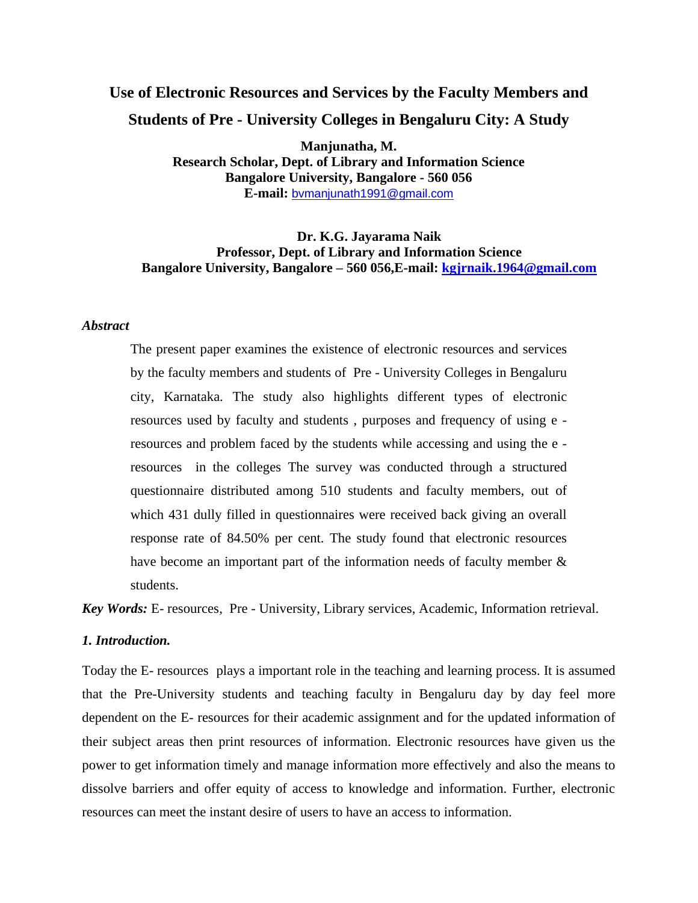# Use of Electronic Resources and Services by the Faculty Members and Students of Pre - University Colleges in Bengaluru City: A Study

**Manjunatha, M.**
**Research Scholar, Dept. of Library and Information Science**
**Bangalore University, Bangalore - 560 056**
**E-mail:** bvmanjunath1991@gmail.com

**Dr. K.G. Jayarama Naik**
**Professor, Dept. of Library and Information Science**
**Bangalore University, Bangalore – 560 056,E-mail: kgjrnaik.1964@gmail.com**

***Abstract***

The present paper examines the existence of electronic resources and services by the faculty members and students of Pre - University Colleges in Bengaluru city, Karnataka. The study also highlights different types of electronic resources used by faculty and students , purposes and frequency of using e - resources and problem faced by the students while accessing and using the e - resources in the colleges The survey was conducted through a structured questionnaire distributed among 510 students and faculty members, out of which 431 dully filled in questionnaires were received back giving an overall response rate of 84.50% per cent. The study found that electronic resources have become an important part of the information needs of faculty member & students.

***Key Words:*** E- resources, Pre - University, Library services, Academic, Information retrieval.

## *1. Introduction.*

Today the E- resources plays a important role in the teaching and learning process. It is assumed that the Pre-University students and teaching faculty in Bengaluru day by day feel more dependent on the E- resources for their academic assignment and for the updated information of their subject areas then print resources of information. Electronic resources have given us the power to get information timely and manage information more effectively and also the means to dissolve barriers and offer equity of access to knowledge and information. Further, electronic resources can meet the instant desire of users to have an access to information.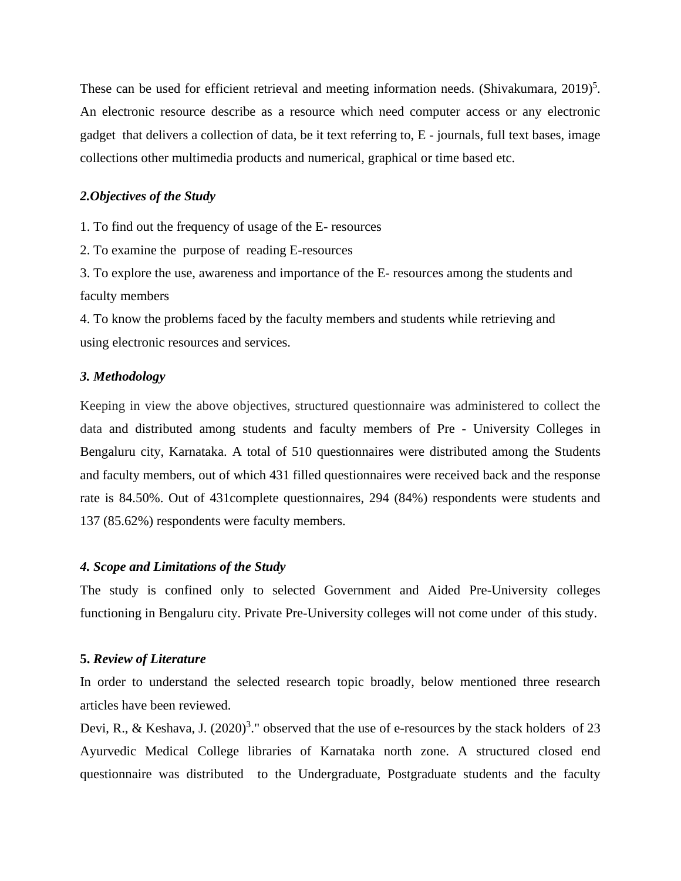These can be used for efficient retrieval and meeting information needs. (Shivakumara, 2019)[5]. An electronic resource describe as a resource which need computer access or any electronic gadget that delivers a collection of data, be it text referring to, E - journals, full text bases, image collections other multimedia products and numerical, graphical or time based etc.

## *2.Objectives of the Study*

1. To find out the frequency of usage of the E- resources
2. To examine the purpose of reading E-resources
3. To explore the use, awareness and importance of the E- resources among the students and faculty members
4. To know the problems faced by the faculty members and students while retrieving and using electronic resources and services.

## *3. Methodology*

Keeping in view the above objectives, structured questionnaire was administered to collect the data and distributed among students and faculty members of Pre - University Colleges in Bengaluru city, Karnataka. A total of 510 questionnaires were distributed among the Students and faculty members, out of which 431 filled questionnaires were received back and the response rate is 84.50%. Out of 431complete questionnaires, 294 (84%) respondents were students and 137 (85.62%) respondents were faculty members.

## *4. Scope and Limitations of the Study*

The study is confined only to selected Government and Aided Pre-University colleges functioning in Bengaluru city. Private Pre-University colleges will not come under of this study.

## 5. *Review of Literature*

In order to understand the selected research topic broadly, below mentioned three research articles have been reviewed.

Devi, R., & Keshava, J. (2020)[3]." observed that the use of e-resources by the stack holders of 23 Ayurvedic Medical College libraries of Karnataka north zone. A structured closed end questionnaire was distributed to the Undergraduate, Postgraduate students and the faculty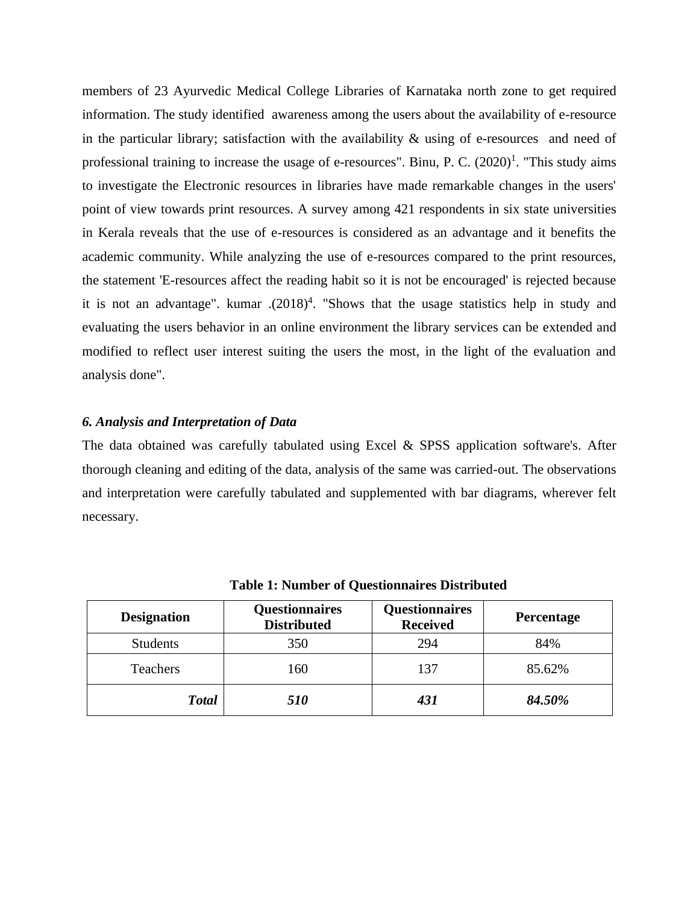members of 23 Ayurvedic Medical College Libraries of Karnataka north zone to get required information. The study identified awareness among the users about the availability of e-resource in the particular library; satisfaction with the availability & using of e-resources and need of professional training to increase the usage of e-resources". Binu, P. C. (2020)[1]. "This study aims to investigate the Electronic resources in libraries have made remarkable changes in the users' point of view towards print resources. A survey among 421 respondents in six state universities in Kerala reveals that the use of e-resources is considered as an advantage and it benefits the academic community. While analyzing the use of e-resources compared to the print resources, the statement 'E-resources affect the reading habit so it is not be encouraged' is rejected because it is not an advantage". kumar .(2018)[4]. "Shows that the usage statistics help in study and evaluating the users behavior in an online environment the library services can be extended and modified to reflect user interest suiting the users the most, in the light of the evaluation and analysis done".

### *6. Analysis and Interpretation of Data*

The data obtained was carefully tabulated using Excel & SPSS application software's. After thorough cleaning and editing of the data, analysis of the same was carried-out. The observations and interpretation were carefully tabulated and supplemented with bar diagrams, wherever felt necessary.

**Table 1: Number of Questionnaires Distributed**

| Designation | Questionnaires Distributed | Questionnaires Received | Percentage |
|---|---|---|---|
| Students | 350 | 294 | 84% |
| Teachers | 160 | 137 | 85.62% |
| ***Total*** | ***510*** | ***431*** | ***84.50%*** |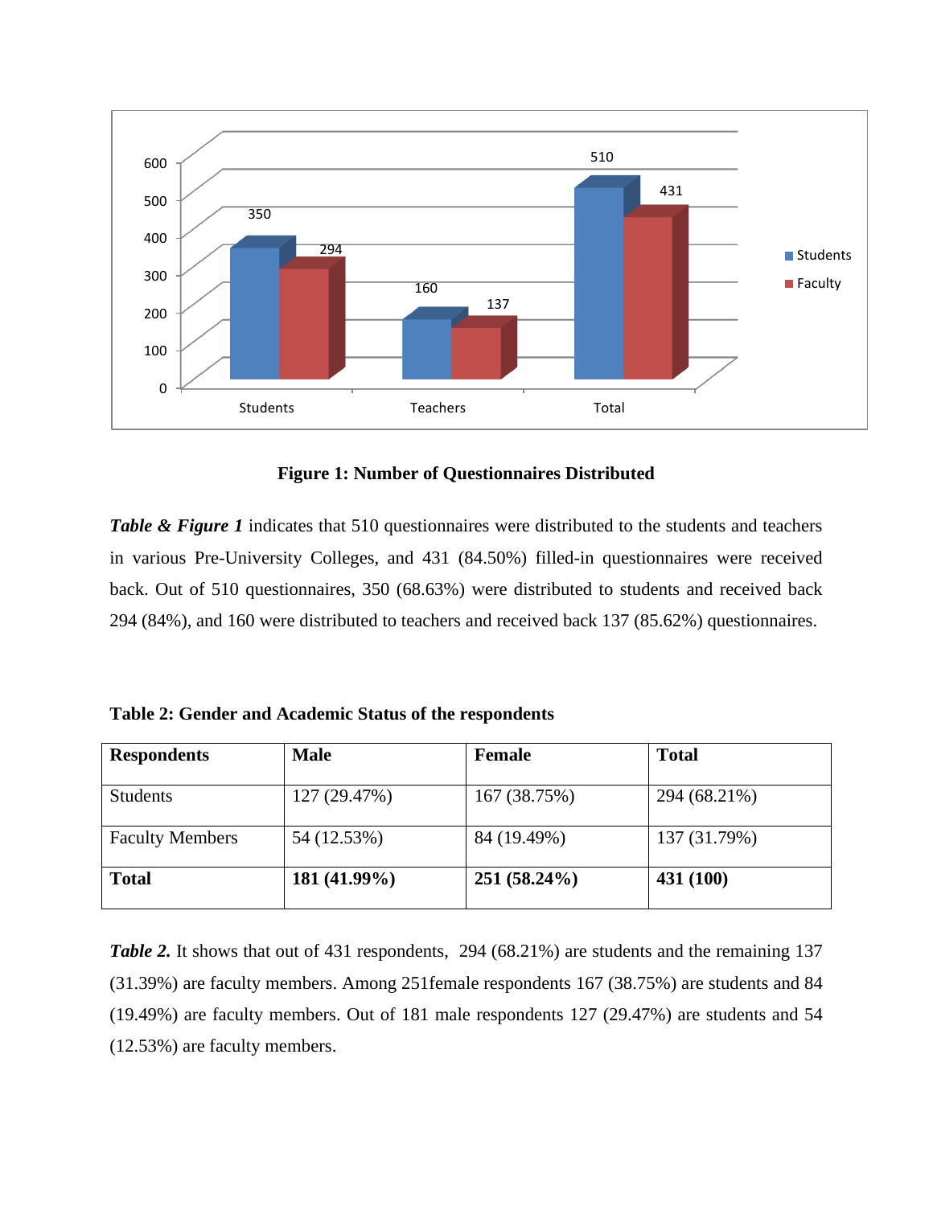**Figure 1: Number of Questionnaires Distributed**

***Table & Figure 1*** indicates that 510 questionnaires were distributed to the students and teachers in various Pre-University Colleges, and 431 (84.50%) filled-in questionnaires were received back. Out of 510 questionnaires, 350 (68.63%) were distributed to students and received back 294 (84%), and 160 were distributed to teachers and received back 137 (85.62%) questionnaires.

**Table 2: Gender and Academic Status of the respondents**

| **Respondents** | **Male** | **Female** | **Total** |
|---|---|---|---|
| Students | 127 (29.47%) | 167 (38.75%) | 294 (68.21%) |
| Faculty Members | 54 (12.53%) | 84 (19.49%) | 137 (31.79%) |
| **Total** | **181 (41.99%)** | **251 (58.24%)** | **431 (100)** |

***Table 2.*** It shows that out of 431 respondents, 294 (68.21%) are students and the remaining 137 (31.39%) are faculty members. Among 251female respondents 167 (38.75%) are students and 84 (19.49%) are faculty members. Out of 181 male respondents 127 (29.47%) are students and 54 (12.53%) are faculty members.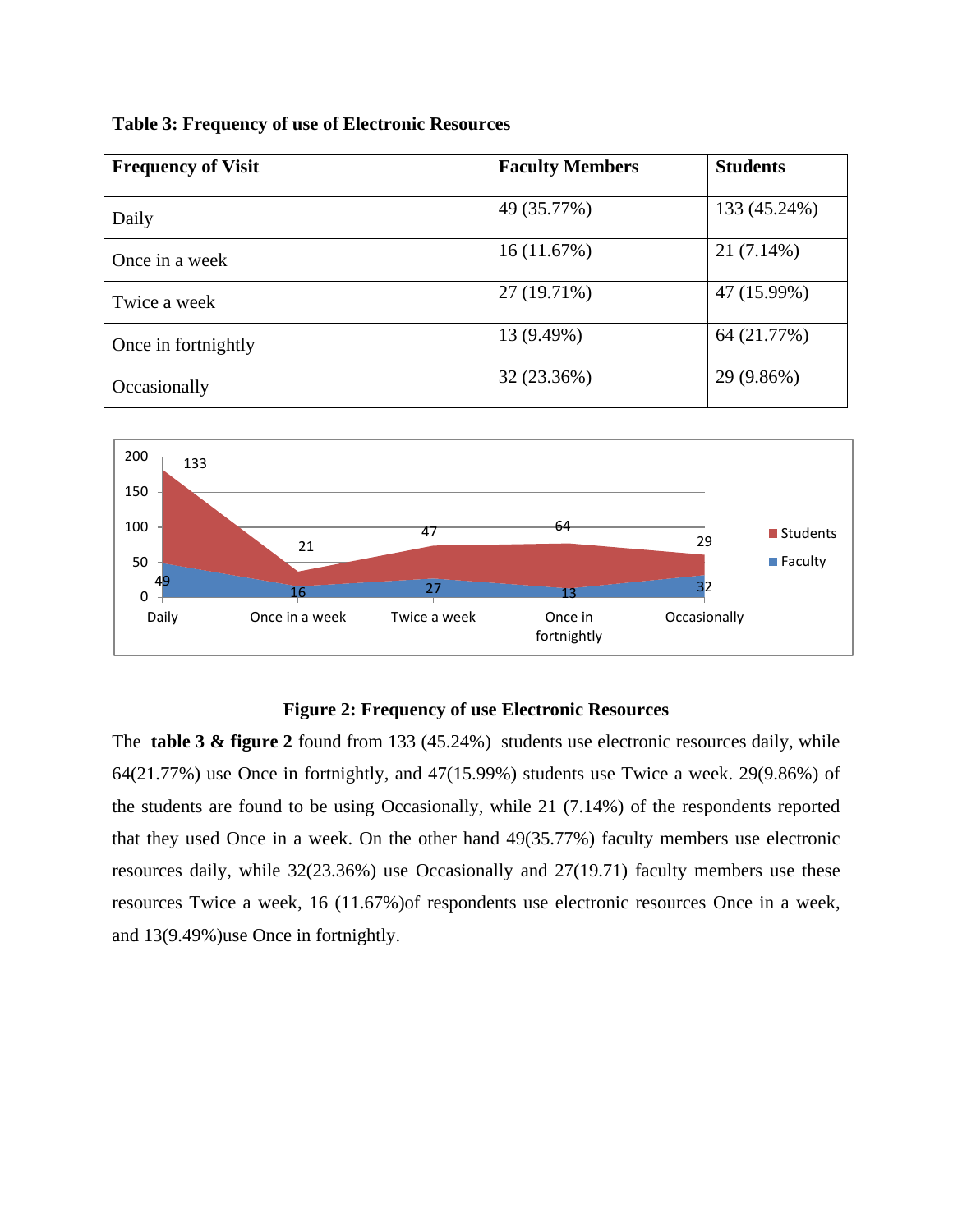**Table 3: Frequency of use of Electronic Resources**

| Frequency of Visit | Faculty Members | Students |
|---|---|---|
| Daily | 49 (35.77%) | 133 (45.24%) |
| Once in a week | 16 (11.67%) | 21 (7.14%) |
| Twice a week | 27 (19.71%) | 47 (15.99%) |
| Once in fortnightly | 13 (9.49%) | 64 (21.77%) |
| Occasionally | 32 (23.36%) | 29 (9.86%) |

**Figure 2: Frequency of use Electronic Resources**

The **table 3 & figure 2** found from 133 (45.24%) students use electronic resources daily, while 64(21.77%) use Once in fortnightly, and 47(15.99%) students use Twice a week. 29(9.86%) of the students are found to be using Occasionally, while 21 (7.14%) of the respondents reported that they used Once in a week. On the other hand 49(35.77%) faculty members use electronic resources daily, while 32(23.36%) use Occasionally and 27(19.71) faculty members use these resources Twice a week, 16 (11.67%)of respondents use electronic resources Once in a week, and 13(9.49%)use Once in fortnightly.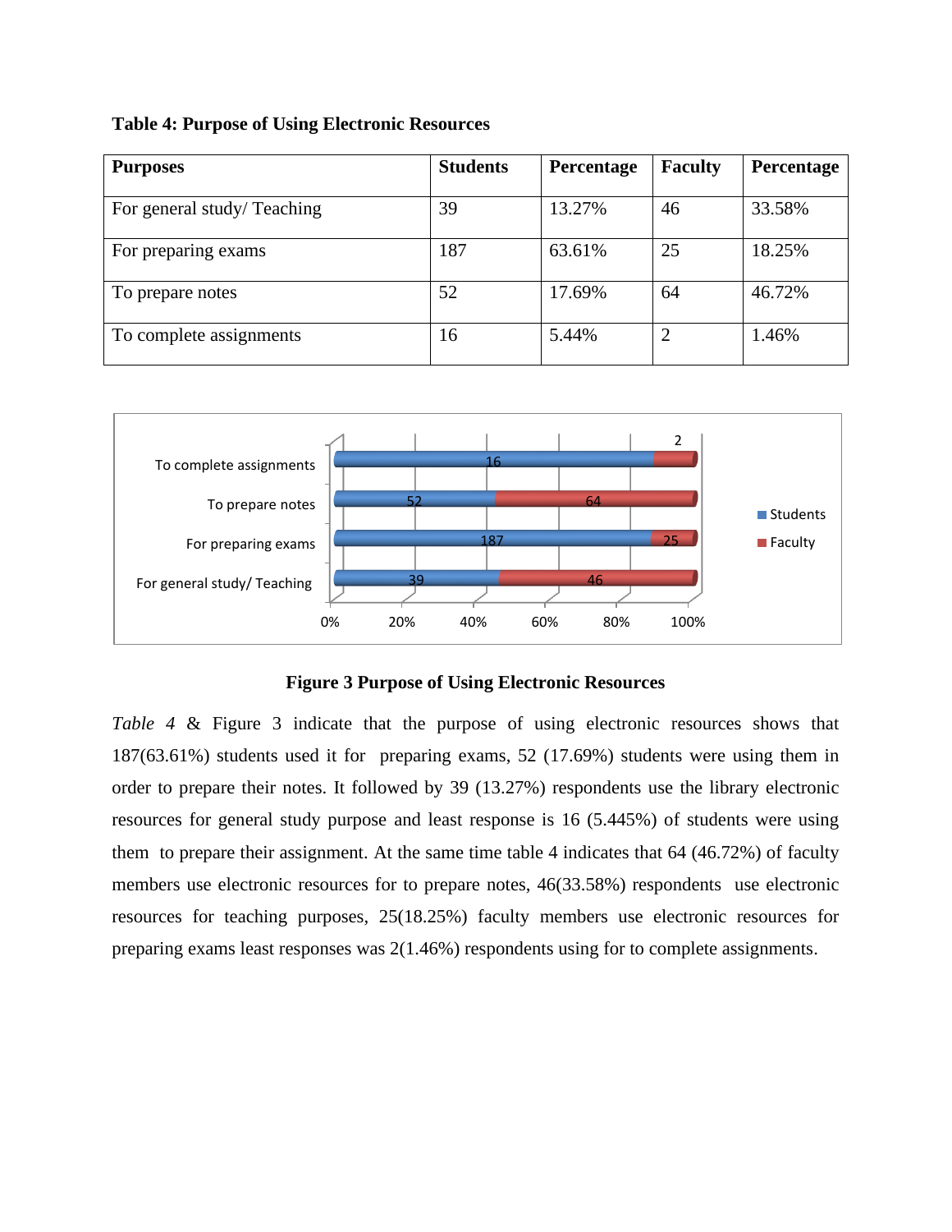**Table 4: Purpose of Using Electronic Resources**

| Purposes | Students | Percentage | Faculty | Percentage |
|---|---|---|---|---|
| For general study/ Teaching | 39 | 13.27% | 46 | 33.58% |
| For preparing exams | 187 | 63.61% | 25 | 18.25% |
| To prepare notes | 52 | 17.69% | 64 | 46.72% |
| To complete assignments | 16 | 5.44% | 2 | 1.46% |

**Figure 3 Purpose of Using Electronic Resources**

*Table 4* & Figure 3 indicate that the purpose of using electronic resources shows that 187(63.61%) students used it for preparing exams, 52 (17.69%) students were using them in order to prepare their notes. It followed by 39 (13.27%) respondents use the library electronic resources for general study purpose and least response is 16 (5.445%) of students were using them to prepare their assignment. At the same time table 4 indicates that 64 (46.72%) of faculty members use electronic resources for to prepare notes, 46(33.58%) respondents use electronic resources for teaching purposes, 25(18.25%) faculty members use electronic resources for preparing exams least responses was 2(1.46%) respondents using for to complete assignments.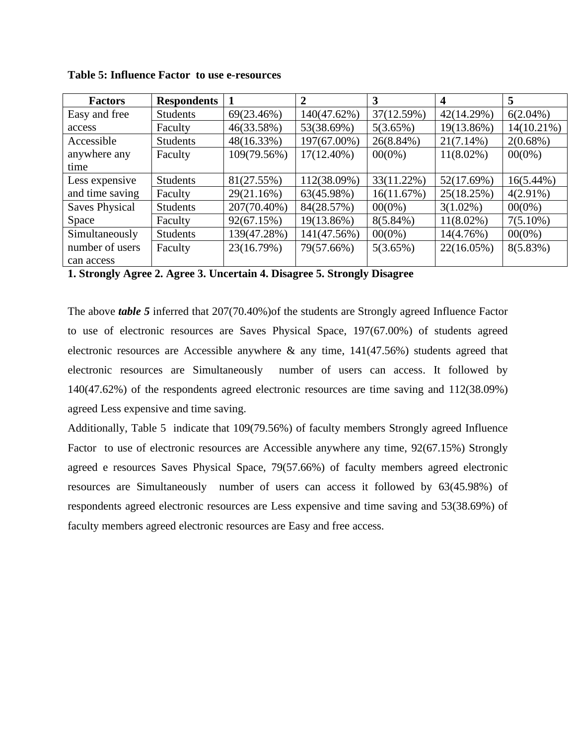**Table 5: Influence Factor to use e-resources**

| Factors | Respondents | 1 | 2 | 3 | 4 | 5 |
|---|---|---|---|---|---|---|
| Easy and free access | Students | 69(23.46%) | 140(47.62%) | 37(12.59%) | 42(14.29%) | 6(2.04%) |
| | Faculty | 46(33.58%) | 53(38.69%) | 5(3.65%) | 19(13.86%) | 14(10.21%) |
| Accessible anywhere any time | Students | 48(16.33%) | 197(67.00%) | 26(8.84%) | 21(7.14%) | 2(0.68%) |
| | Faculty | 109(79.56%) | 17(12.40%) | 00(0%) | 11(8.02%) | 00(0%) |
| Less expensive and time saving | Students | 81(27.55%) | 112(38.09%) | 33(11.22%) | 52(17.69%) | 16(5.44%) |
| | Faculty | 29(21.16%) | 63(45.98%) | 16(11.67%) | 25(18.25%) | 4(2.91%) |
| Saves Physical Space | Students | 207(70.40%) | 84(28.57%) | 00(0%) | 3(1.02%) | 00(0%) |
| | Faculty | 92(67.15%) | 19(13.86%) | 8(5.84%) | 11(8.02%) | 7(5.10%) |
| Simultaneously number of users can access | Students | 139(47.28%) | 141(47.56%) | 00(0%) | 14(4.76%) | 00(0%) |
| | Faculty | 23(16.79%) | 79(57.66%) | 5(3.65%) | 22(16.05%) | 8(5.83%) |

**1. Strongly Agree 2. Agree 3. Uncertain 4. Disagree 5. Strongly Disagree**

The above ***table 5*** inferred that 207(70.40%)of the students are Strongly agreed Influence Factor to use of electronic resources are Saves Physical Space, 197(67.00%) of students agreed electronic resources are Accessible anywhere & any time, 141(47.56%) students agreed that electronic resources are Simultaneously number of users can access. It followed by 140(47.62%) of the respondents agreed electronic resources are time saving and 112(38.09%) agreed Less expensive and time saving.

Additionally, Table 5 indicate that 109(79.56%) of faculty members Strongly agreed Influence Factor to use of electronic resources are Accessible anywhere any time, 92(67.15%) Strongly agreed e resources Saves Physical Space, 79(57.66%) of faculty members agreed electronic resources are Simultaneously number of users can access it followed by 63(45.98%) of respondents agreed electronic resources are Less expensive and time saving and 53(38.69%) of faculty members agreed electronic resources are Easy and free access.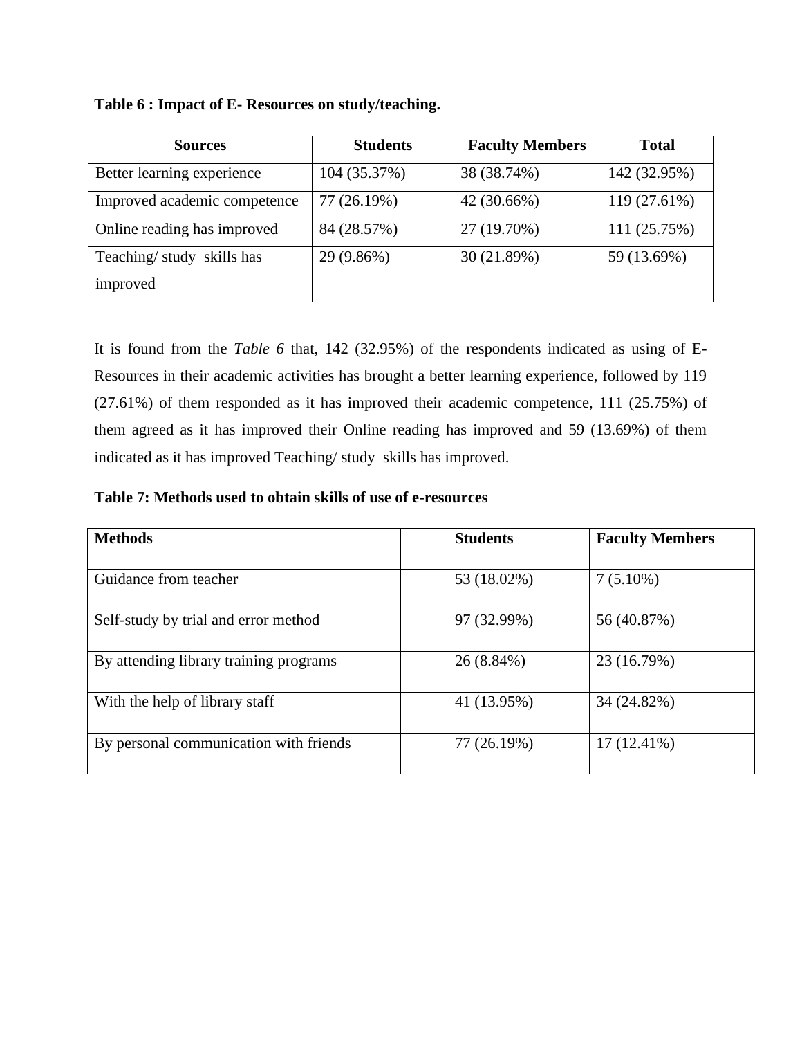**Table 6 : Impact of E- Resources on study/teaching.**

| Sources | Students | Faculty Members | Total |
|---|---|---|---|
| Better learning experience | 104 (35.37%) | 38 (38.74%) | 142 (32.95%) |
| Improved academic competence | 77 (26.19%) | 42 (30.66%) | 119 (27.61%) |
| Online reading has improved | 84 (28.57%) | 27 (19.70%) | 111 (25.75%) |
| Teaching/ study skills has improved | 29 (9.86%) | 30 (21.89%) | 59 (13.69%) |

It is found from the *Table 6* that, 142 (32.95%) of the respondents indicated as using of E-Resources in their academic activities has brought a better learning experience, followed by 119 (27.61%) of them responded as it has improved their academic competence, 111 (25.75%) of them agreed as it has improved their Online reading has improved and 59 (13.69%) of them indicated as it has improved Teaching/ study skills has improved.

**Table 7: Methods used to obtain skills of use of e-resources**

| Methods | Students | Faculty Members |
|---|---|---|
| Guidance from teacher | 53 (18.02%) | 7 (5.10%) |
| Self-study by trial and error method | 97 (32.99%) | 56 (40.87%) |
| By attending library training programs | 26 (8.84%) | 23 (16.79%) |
| With the help of library staff | 41 (13.95%) | 34 (24.82%) |
| By personal communication with friends | 77 (26.19%) | 17 (12.41%) |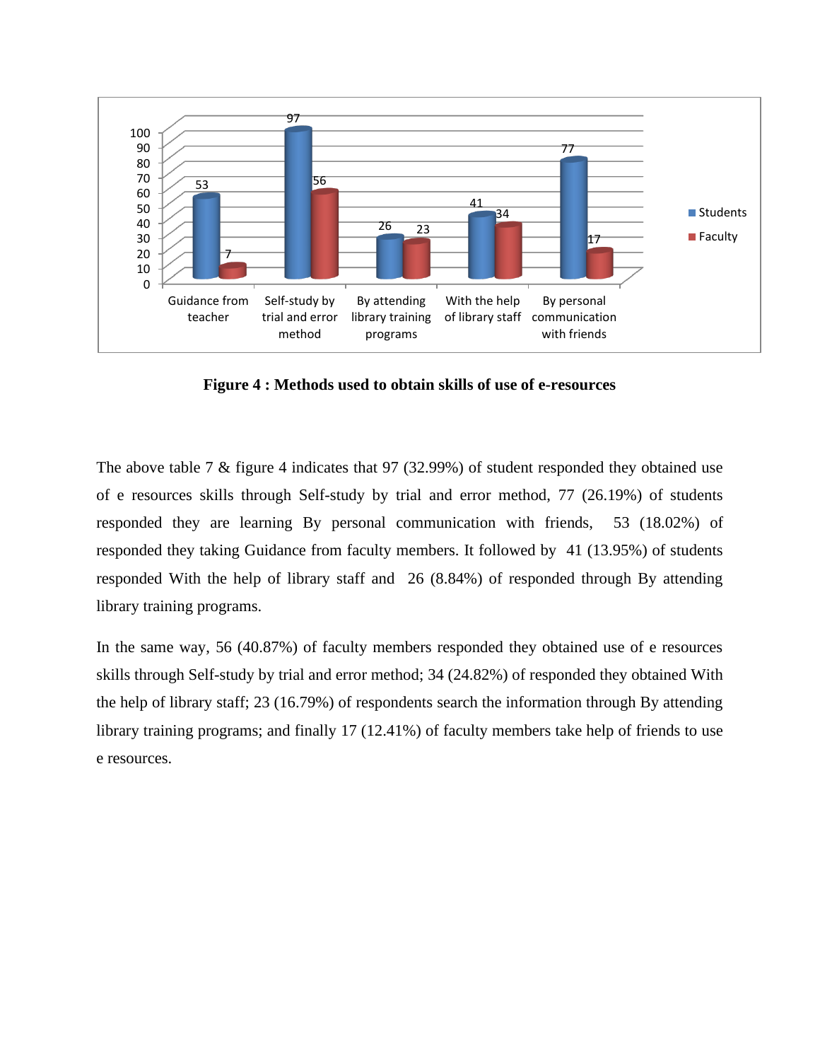**Figure 4 : Methods used to obtain skills of use of e-resources**

The above table 7 & figure 4 indicates that 97 (32.99%) of student responded they obtained use of e resources skills through Self-study by trial and error method, 77 (26.19%) of students responded they are learning By personal communication with friends, 53 (18.02%) of responded they taking Guidance from faculty members. It followed by 41 (13.95%) of students responded With the help of library staff and 26 (8.84%) of responded through By attending library training programs.

In the same way, 56 (40.87%) of faculty members responded they obtained use of e resources skills through Self-study by trial and error method; 34 (24.82%) of responded they obtained With the help of library staff; 23 (16.79%) of respondents search the information through By attending library training programs; and finally 17 (12.41%) of faculty members take help of friends to use e resources.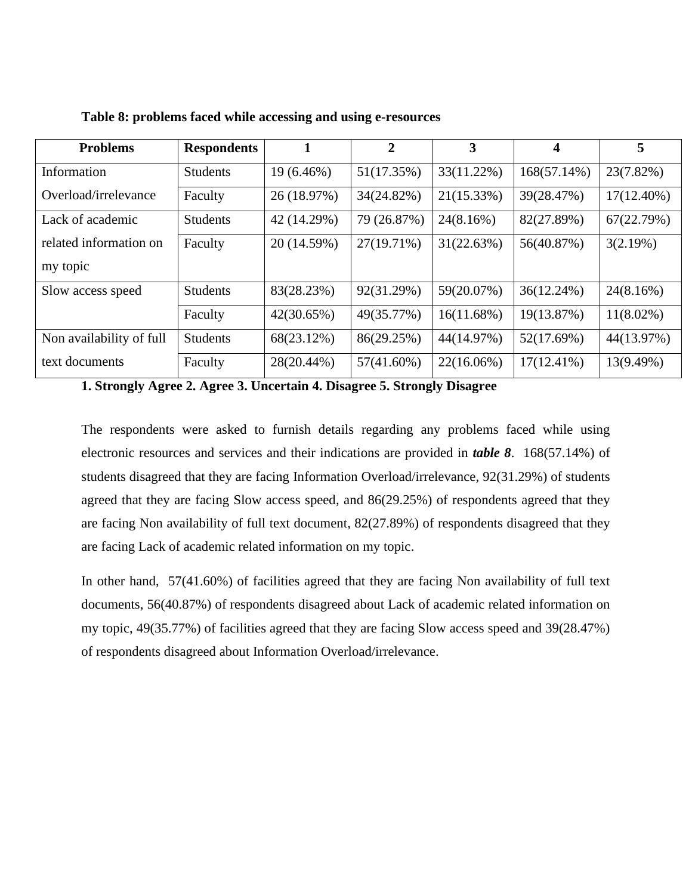**Table 8: problems faced while accessing and using e-resources**

| Problems | Respondents | 1 | 2 | 3 | 4 | 5 |
|---|---|---|---|---|---|---|
| Information Overload/irrelevance | Students | 19 (6.46%) | 51(17.35%) | 33(11.22%) | 168(57.14%) | 23(7.82%) |
| | Faculty | 26 (18.97%) | 34(24.82%) | 21(15.33%) | 39(28.47%) | 17(12.40%) |
| Lack of academic related information on my topic | Students | 42 (14.29%) | 79 (26.87%) | 24(8.16%) | 82(27.89%) | 67(22.79%) |
| | Faculty | 20 (14.59%) | 27(19.71%) | 31(22.63%) | 56(40.87%) | 3(2.19%) |
| Slow access speed | Students | 83(28.23%) | 92(31.29%) | 59(20.07%) | 36(12.24%) | 24(8.16%) |
| | Faculty | 42(30.65%) | 49(35.77%) | 16(11.68%) | 19(13.87%) | 11(8.02%) |
| Non availability of full text documents | Students | 68(23.12%) | 86(29.25%) | 44(14.97%) | 52(17.69%) | 44(13.97%) |
| | Faculty | 28(20.44%) | 57(41.60%) | 22(16.06%) | 17(12.41%) | 13(9.49%) |

**1. Strongly Agree 2. Agree 3. Uncertain 4. Disagree 5. Strongly Disagree**

The respondents were asked to furnish details regarding any problems faced while using electronic resources and services and their indications are provided in ***table 8***. 168(57.14%) of students disagreed that they are facing Information Overload/irrelevance, 92(31.29%) of students agreed that they are facing Slow access speed, and 86(29.25%) of respondents agreed that they are facing Non availability of full text document, 82(27.89%) of respondents disagreed that they are facing Lack of academic related information on my topic.

In other hand, 57(41.60%) of facilities agreed that they are facing Non availability of full text documents, 56(40.87%) of respondents disagreed about Lack of academic related information on my topic, 49(35.77%) of facilities agreed that they are facing Slow access speed and 39(28.47%) of respondents disagreed about Information Overload/irrelevance.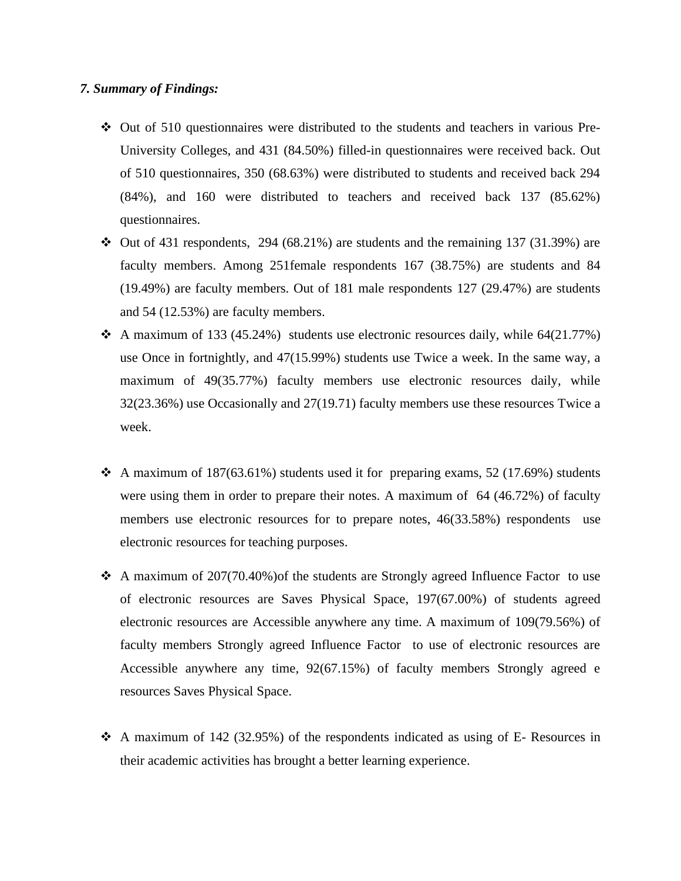*7. Summary of Findings:*

- Out of 510 questionnaires were distributed to the students and teachers in various Pre-University Colleges, and 431 (84.50%) filled-in questionnaires were received back. Out of 510 questionnaires, 350 (68.63%) were distributed to students and received back 294 (84%), and 160 were distributed to teachers and received back 137 (85.62%) questionnaires.
- Out of 431 respondents, 294 (68.21%) are students and the remaining 137 (31.39%) are faculty members. Among 251female respondents 167 (38.75%) are students and 84 (19.49%) are faculty members. Out of 181 male respondents 127 (29.47%) are students and 54 (12.53%) are faculty members.
- A maximum of 133 (45.24%) students use electronic resources daily, while 64(21.77%) use Once in fortnightly, and 47(15.99%) students use Twice a week. In the same way, a maximum of 49(35.77%) faculty members use electronic resources daily, while 32(23.36%) use Occasionally and 27(19.71) faculty members use these resources Twice a week.
- A maximum of 187(63.61%) students used it for preparing exams, 52 (17.69%) students were using them in order to prepare their notes. A maximum of 64 (46.72%) of faculty members use electronic resources for to prepare notes, 46(33.58%) respondents use electronic resources for teaching purposes.
- A maximum of 207(70.40%)of the students are Strongly agreed Influence Factor to use of electronic resources are Saves Physical Space, 197(67.00%) of students agreed electronic resources are Accessible anywhere any time. A maximum of 109(79.56%) of faculty members Strongly agreed Influence Factor to use of electronic resources are Accessible anywhere any time, 92(67.15%) of faculty members Strongly agreed e resources Saves Physical Space.
- A maximum of 142 (32.95%) of the respondents indicated as using of E- Resources in their academic activities has brought a better learning experience.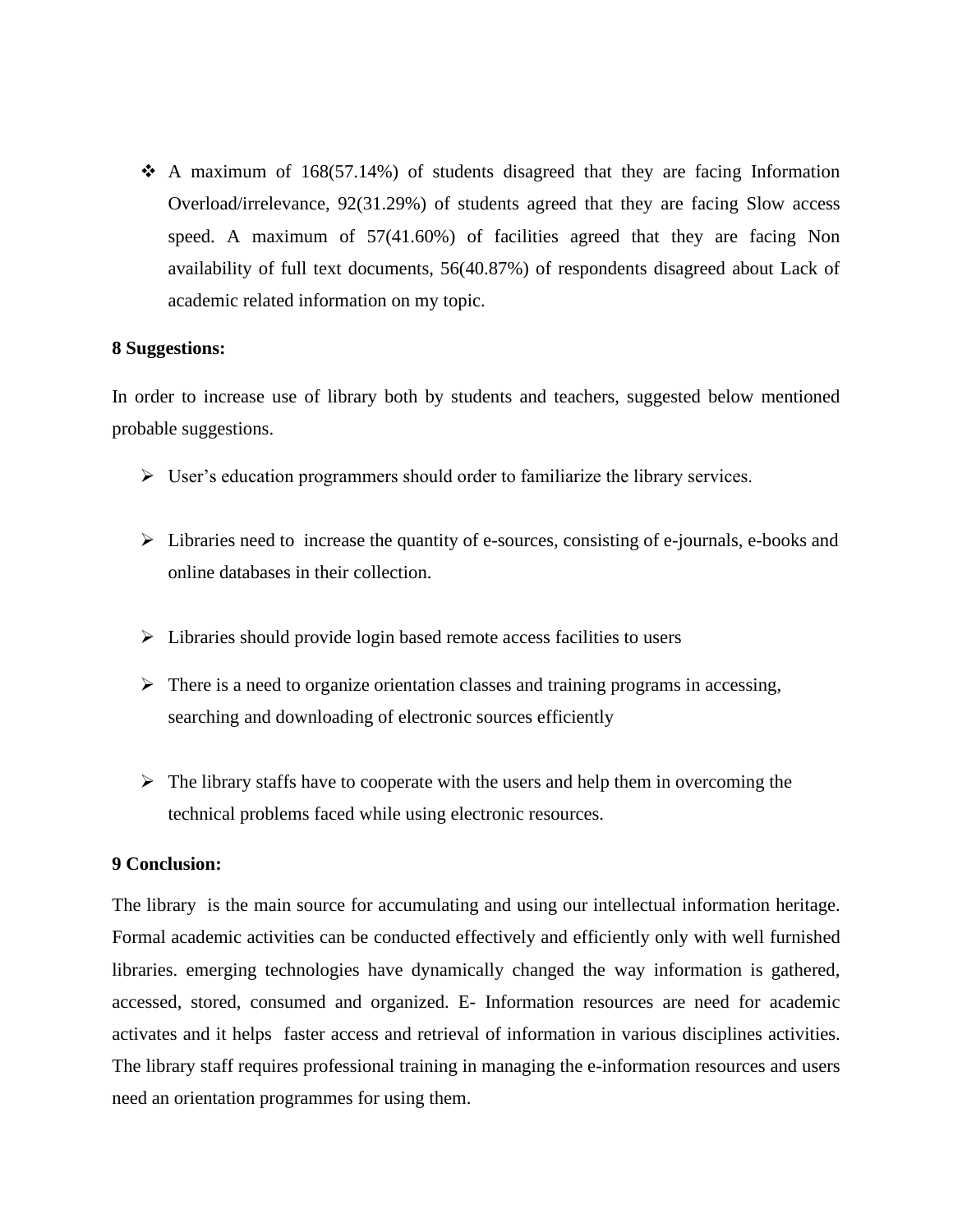- A maximum of 168(57.14%) of students disagreed that they are facing Information Overload/irrelevance, 92(31.29%) of students agreed that they are facing Slow access speed. A maximum of 57(41.60%) of facilities agreed that they are facing Non availability of full text documents, 56(40.87%) of respondents disagreed about Lack of academic related information on my topic.

**8 Suggestions:**

In order to increase use of library both by students and teachers, suggested below mentioned probable suggestions.

- User's education programmers should order to familiarize the library services.
- Libraries need to increase the quantity of e-sources, consisting of e-journals, e-books and online databases in their collection.
- Libraries should provide login based remote access facilities to users
- There is a need to organize orientation classes and training programs in accessing, searching and downloading of electronic sources efficiently
- The library staffs have to cooperate with the users and help them in overcoming the technical problems faced while using electronic resources.

**9 Conclusion:**

The library is the main source for accumulating and using our intellectual information heritage. Formal academic activities can be conducted effectively and efficiently only with well furnished libraries. emerging technologies have dynamically changed the way information is gathered, accessed, stored, consumed and organized. E- Information resources are need for academic activates and it helps faster access and retrieval of information in various disciplines activities. The library staff requires professional training in managing the e-information resources and users need an orientation programmes for using them.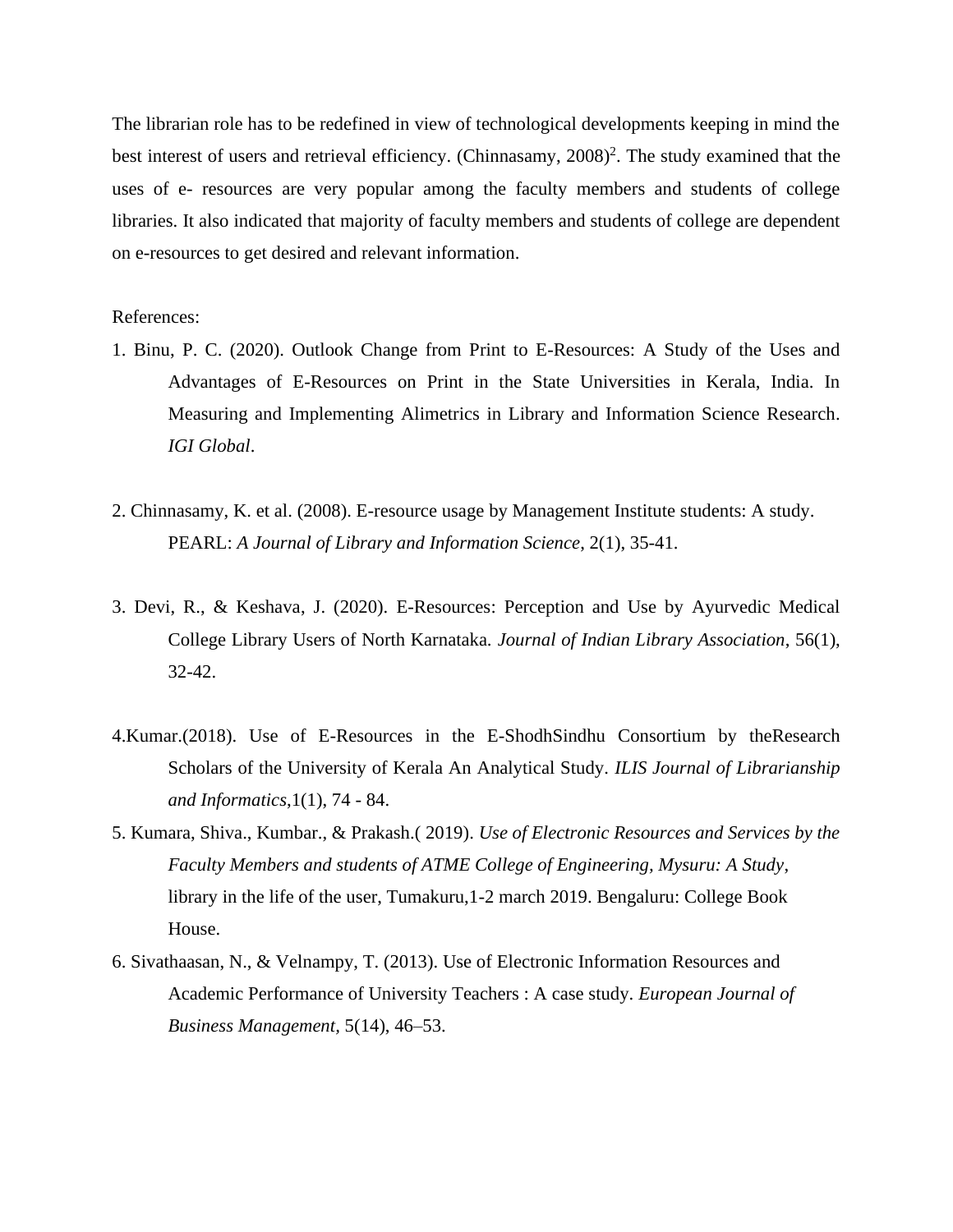The librarian role has to be redefined in view of technological developments keeping in mind the best interest of users and retrieval efficiency. (Chinnasamy, 2008)[2]. The study examined that the uses of e- resources are very popular among the faculty members and students of college libraries. It also indicated that majority of faculty members and students of college are dependent on e-resources to get desired and relevant information.

References:

1. Binu, P. C. (2020). Outlook Change from Print to E-Resources: A Study of the Uses and Advantages of E-Resources on Print in the State Universities in Kerala, India. In Measuring and Implementing Alimetrics in Library and Information Science Research. *IGI Global*.

2. Chinnasamy, K. et al. (2008). E-resource usage by Management Institute students: A study. PEARL: *A Journal of Library and Information Science*, 2(1), 35-41.

3. Devi, R., & Keshava, J. (2020). E-Resources: Perception and Use by Ayurvedic Medical College Library Users of North Karnataka. *Journal of Indian Library Association*, 56(1), 32-42.

4. Kumar.(2018). Use of E-Resources in the E-ShodhSindhu Consortium by theResearch Scholars of the University of Kerala An Analytical Study. *ILIS Journal of Librarianship and Informatics*,1(1), 74 - 84.
5. Kumara, Shiva., Kumbar., & Prakash.( 2019). *Use of Electronic Resources and Services by the Faculty Members and students of ATME College of Engineering, Mysuru: A Study*, library in the life of the user, Tumakuru,1-2 march 2019. Bengaluru: College Book House.
6. Sivathaasan, N., & Velnampy, T. (2013). Use of Electronic Information Resources and Academic Performance of University Teachers : A case study. *European Journal of Business Management*, 5(14), 46–53.